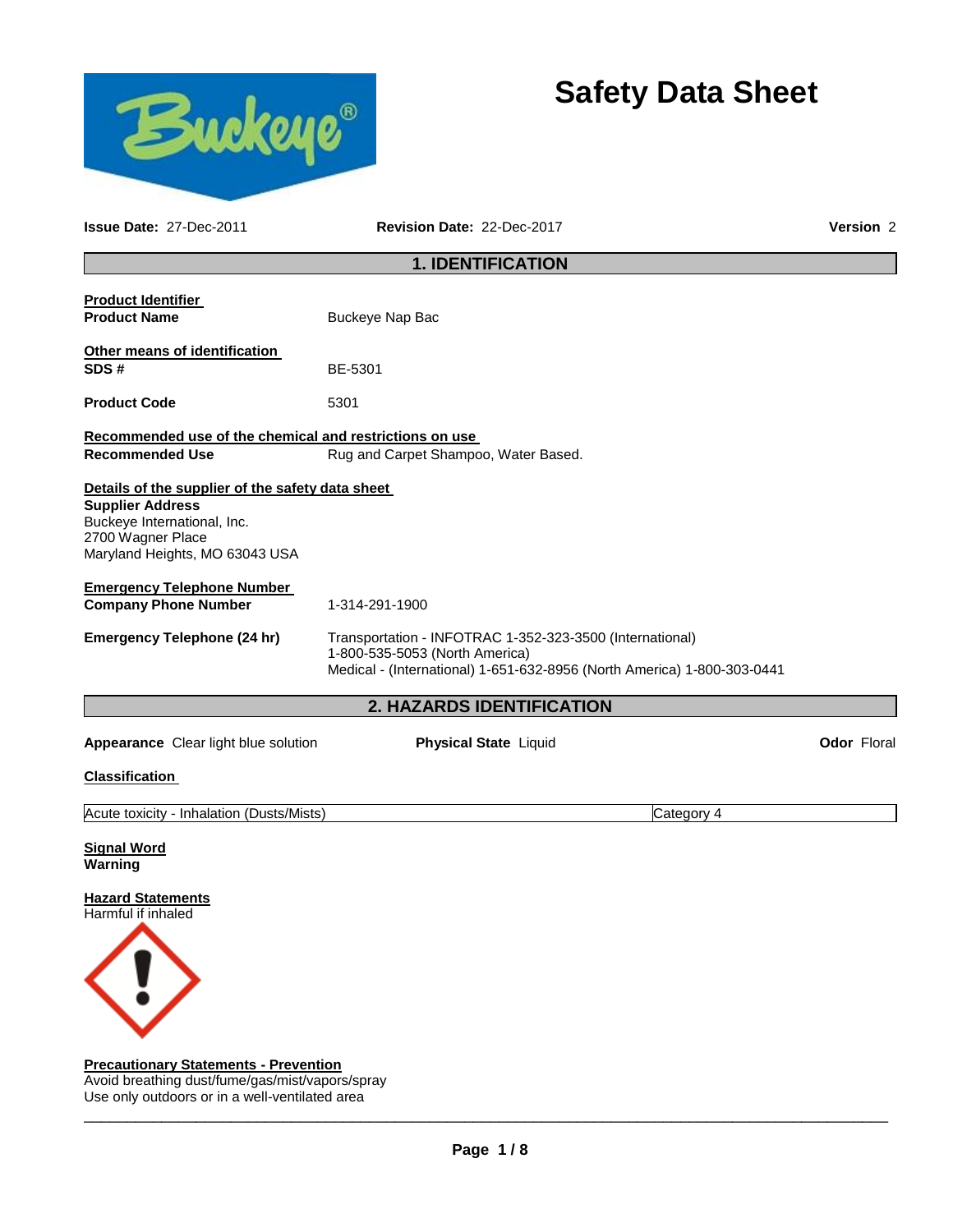# Safety Data Sheet

**Issue Date:** 27-Dec-2011 **Revision Date:** 22-Dec-2017 **Version** 2

## 1. IDENTIFICATION

**Product Identifier**

**Product Name** Buckeye Nap Bac

**Other means of identification**

**SDS #** BE-5301

**Product Code** 5301

**Recommended use of the chemical and restrictions on use**

**Recommended Use** Rug and Carpet Shampoo, Water Based.

**Details of the supplier of the safety data sheet**

**Supplier Address**
Buckeye International, Inc.
2700 Wagner Place
Maryland Heights, MO 63043 USA

**Emergency Telephone Number**

**Company Phone Number** 1-314-291-1900

**Emergency Telephone (24 hr)** Transportation - INFOTRAC 1-352-323-3500 (International)
1-800-535-5053 (North America)
Medical - (International) 1-651-632-8956 (North America) 1-800-303-0441

## 2. HAZARDS IDENTIFICATION

**Appearance** Clear light blue solution **Physical State** Liquid **Odor** Floral

**Classification**

| Acute toxicity - Inhalation (Dusts/Mists) | Category 4 |
|---|---|

**Signal Word**
**Warning**

**Hazard Statements**
Harmful if inhaled

**Precautionary Statements - Prevention**
Avoid breathing dust/fume/gas/mist/vapors/spray
Use only outdoors or in a well-ventilated area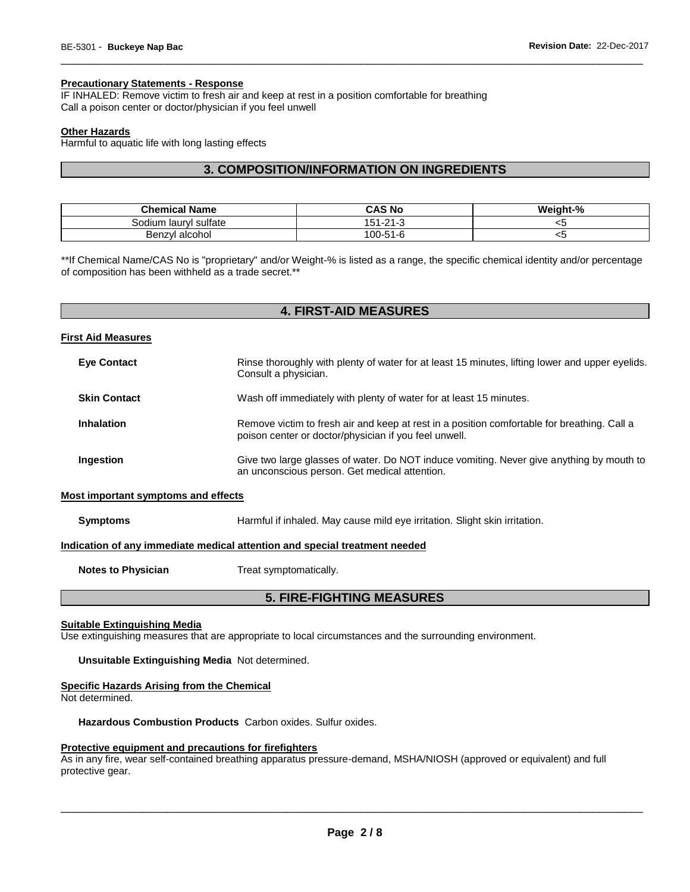#### Precautionary Statements - Response

IF INHALED: Remove victim to fresh air and keep at rest in a position comfortable for breathing
Call a poison center or doctor/physician if you feel unwell

#### Other Hazards

Harmful to aquatic life with long lasting effects

## 3. COMPOSITION/INFORMATION ON INGREDIENTS

| Chemical Name | CAS No | Weight-% |
|---|---|---|
| Sodium lauryl sulfate | 151-21-3 | <5 |
| Benzyl alcohol | 100-51-6 | <5 |

**If Chemical Name/CAS No is "proprietary" and/or Weight-% is listed as a range, the specific chemical identity and/or percentage of composition has been withheld as a trade secret.**

## 4. FIRST-AID MEASURES

#### First Aid Measures

**Eye Contact** Rinse thoroughly with plenty of water for at least 15 minutes, lifting lower and upper eyelids. Consult a physician.

**Skin Contact** Wash off immediately with plenty of water for at least 15 minutes.

**Inhalation** Remove victim to fresh air and keep at rest in a position comfortable for breathing. Call a poison center or doctor/physician if you feel unwell.

**Ingestion** Give two large glasses of water. Do NOT induce vomiting. Never give anything by mouth to an unconscious person. Get medical attention.

#### Most important symptoms and effects

**Symptoms** Harmful if inhaled. May cause mild eye irritation. Slight skin irritation.

#### Indication of any immediate medical attention and special treatment needed

**Notes to Physician** Treat symptomatically.

## 5. FIRE-FIGHTING MEASURES

#### Suitable Extinguishing Media

Use extinguishing measures that are appropriate to local circumstances and the surrounding environment.

**Unsuitable Extinguishing Media** Not determined.

#### Specific Hazards Arising from the Chemical

Not determined.

**Hazardous Combustion Products** Carbon oxides. Sulfur oxides.

#### Protective equipment and precautions for firefighters

As in any fire, wear self-contained breathing apparatus pressure-demand, MSHA/NIOSH (approved or equivalent) and full protective gear.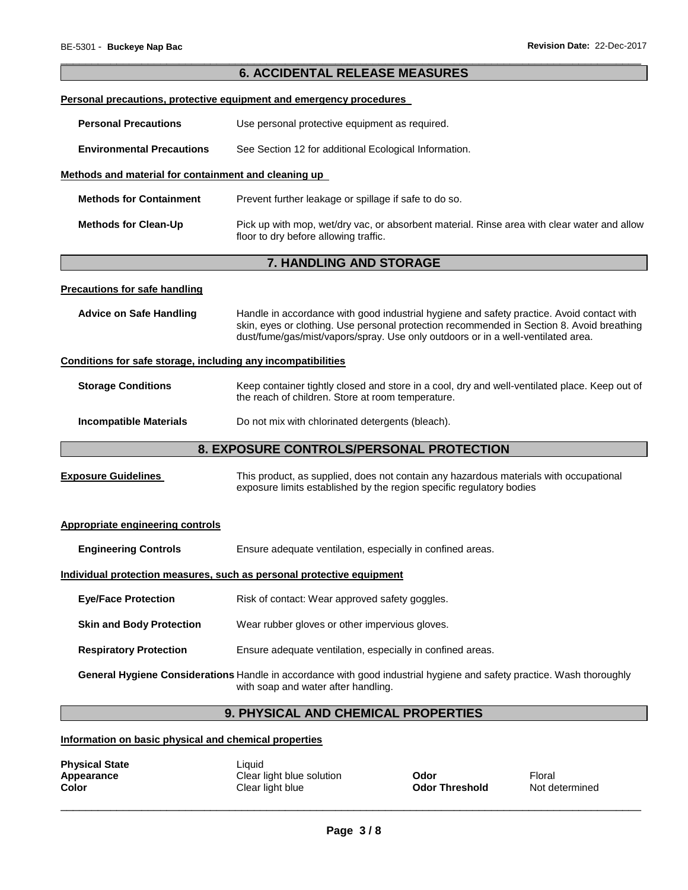## 6. ACCIDENTAL RELEASE MEASURES

**Personal precautions, protective equipment and emergency procedures**

| | |
|---|---|
| **Personal Precautions** | Use personal protective equipment as required. |
| **Environmental Precautions** | See Section 12 for additional Ecological Information. |

**Methods and material for containment and cleaning up**

| | |
|---|---|
| **Methods for Containment** | Prevent further leakage or spillage if safe to do so. |
| **Methods for Clean-Up** | Pick up with mop, wet/dry vac, or absorbent material. Rinse area with clear water and allow floor to dry before allowing traffic. |

## 7. HANDLING AND STORAGE

**Precautions for safe handling**

| | |
|---|---|
| **Advice on Safe Handling** | Handle in accordance with good industrial hygiene and safety practice. Avoid contact with skin, eyes or clothing. Use personal protection recommended in Section 8. Avoid breathing dust/fume/gas/mist/vapors/spray. Use only outdoors or in a well-ventilated area. |

**Conditions for safe storage, including any incompatibilities**

| | |
|---|---|
| **Storage Conditions** | Keep container tightly closed and store in a cool, dry and well-ventilated place. Keep out of the reach of children. Store at room temperature. |
| **Incompatible Materials** | Do not mix with chlorinated detergents (bleach). |

## 8. EXPOSURE CONTROLS/PERSONAL PROTECTION

| | |
|---|---|
| **Exposure Guidelines** | This product, as supplied, does not contain any hazardous materials with occupational exposure limits established by the region specific regulatory bodies |

**Appropriate engineering controls**

| | |
|---|---|
| **Engineering Controls** | Ensure adequate ventilation, especially in confined areas. |

**Individual protection measures, such as personal protective equipment**

| | |
|---|---|
| **Eye/Face Protection** | Risk of contact: Wear approved safety goggles. |
| **Skin and Body Protection** | Wear rubber gloves or other impervious gloves. |
| **Respiratory Protection** | Ensure adequate ventilation, especially in confined areas. |
| **General Hygiene Considerations** | Handle in accordance with good industrial hygiene and safety practice. Wash thoroughly with soap and water after handling. |

## 9. PHYSICAL AND CHEMICAL PROPERTIES

**Information on basic physical and chemical properties**

| | | | |
|---|---|---|---|
| **Physical State** | Liquid | | |
| **Appearance** | Clear light blue solution | **Odor** | Floral |
| **Color** | Clear light blue | **Odor Threshold** | Not determined |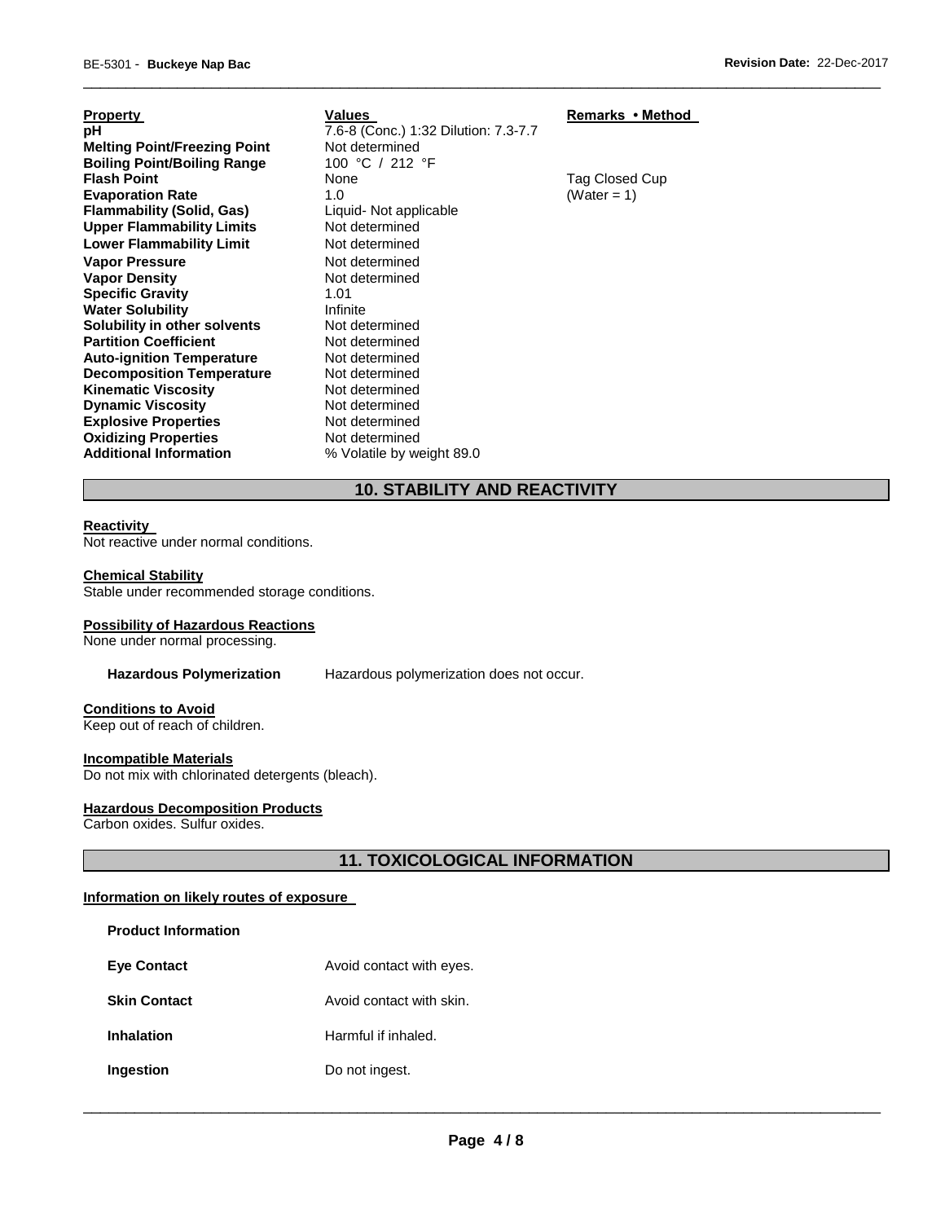| Property | Values | Remarks • Method |
|---|---|---|
| **pH** | 7.6-8 (Conc.) 1:32 Dilution: 7.3-7.7 | |
| **Melting Point/Freezing Point** | Not determined | |
| **Boiling Point/Boiling Range** | 100 °C / 212 °F | |
| **Flash Point** | None | Tag Closed Cup |
| **Evaporation Rate** | 1.0 | (Water = 1) |
| **Flammability (Solid, Gas)** | Liquid- Not applicable | |
| **Upper Flammability Limits** | Not determined | |
| **Lower Flammability Limit** | Not determined | |
| **Vapor Pressure** | Not determined | |
| **Vapor Density** | Not determined | |
| **Specific Gravity** | 1.01 | |
| **Water Solubility** | Infinite | |
| **Solubility in other solvents** | Not determined | |
| **Partition Coefficient** | Not determined | |
| **Auto-ignition Temperature** | Not determined | |
| **Decomposition Temperature** | Not determined | |
| **Kinematic Viscosity** | Not determined | |
| **Dynamic Viscosity** | Not determined | |
| **Explosive Properties** | Not determined | |
| **Oxidizing Properties** | Not determined | |
| **Additional Information** | % Volatile by weight 89.0 | |

## 10. STABILITY AND REACTIVITY

**Reactivity**

Not reactive under normal conditions.

**Chemical Stability**

Stable under recommended storage conditions.

**Possibility of Hazardous Reactions**

None under normal processing.

**Hazardous Polymerization** Hazardous polymerization does not occur.

**Conditions to Avoid**

Keep out of reach of children.

**Incompatible Materials**

Do not mix with chlorinated detergents (bleach).

**Hazardous Decomposition Products**

Carbon oxides. Sulfur oxides.

## 11. TOXICOLOGICAL INFORMATION

**Information on likely routes of exposure**

**Product Information**

| | |
|---|---|
| **Eye Contact** | Avoid contact with eyes. |
| **Skin Contact** | Avoid contact with skin. |
| **Inhalation** | Harmful if inhaled. |
| **Ingestion** | Do not ingest. |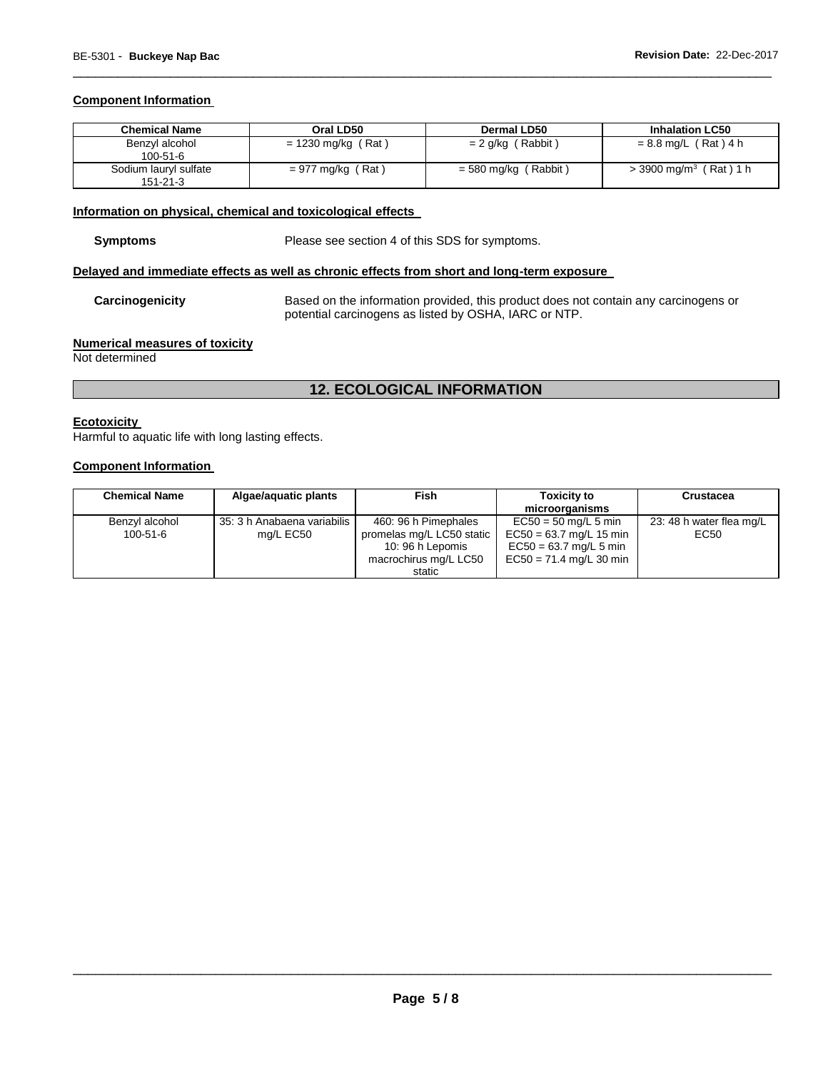### Component Information

| Chemical Name | Oral LD50 | Dermal LD50 | Inhalation LC50 |
|---|---|---|---|
| Benzyl alcohol 100-51-6 | = 1230 mg/kg ( Rat ) | = 2 g/kg ( Rabbit ) | = 8.8 mg/L ( Rat ) 4 h |
| Sodium lauryl sulfate 151-21-3 | = 977 mg/kg ( Rat ) | = 580 mg/kg ( Rabbit ) | > 3900 mg/m$^3$ ( Rat ) 1 h |

### Information on physical, chemical and toxicological effects

**Symptoms** Please see section 4 of this SDS for symptoms.

### Delayed and immediate effects as well as chronic effects from short and long-term exposure

**Carcinogenicity** Based on the information provided, this product does not contain any carcinogens or potential carcinogens as listed by OSHA, IARC or NTP.

### Numerical measures of toxicity

Not determined

## 12. ECOLOGICAL INFORMATION

### Ecotoxicity

Harmful to aquatic life with long lasting effects.

### Component Information

| Chemical Name | Algae/aquatic plants | Fish | Toxicity to microorganisms | Crustacea |
|---|---|---|---|---|
| Benzyl alcohol 100-51-6 | 35: 3 h Anabaena variabilis mg/L EC50 | 460: 96 h Pimephales promelas mg/L LC50 static 10: 96 h Lepomis macrochirus mg/L LC50 static | EC50 = 50 mg/L 5 min EC50 = 63.7 mg/L 15 min EC50 = 63.7 mg/L 5 min EC50 = 71.4 mg/L 30 min | 23: 48 h water flea mg/L EC50 |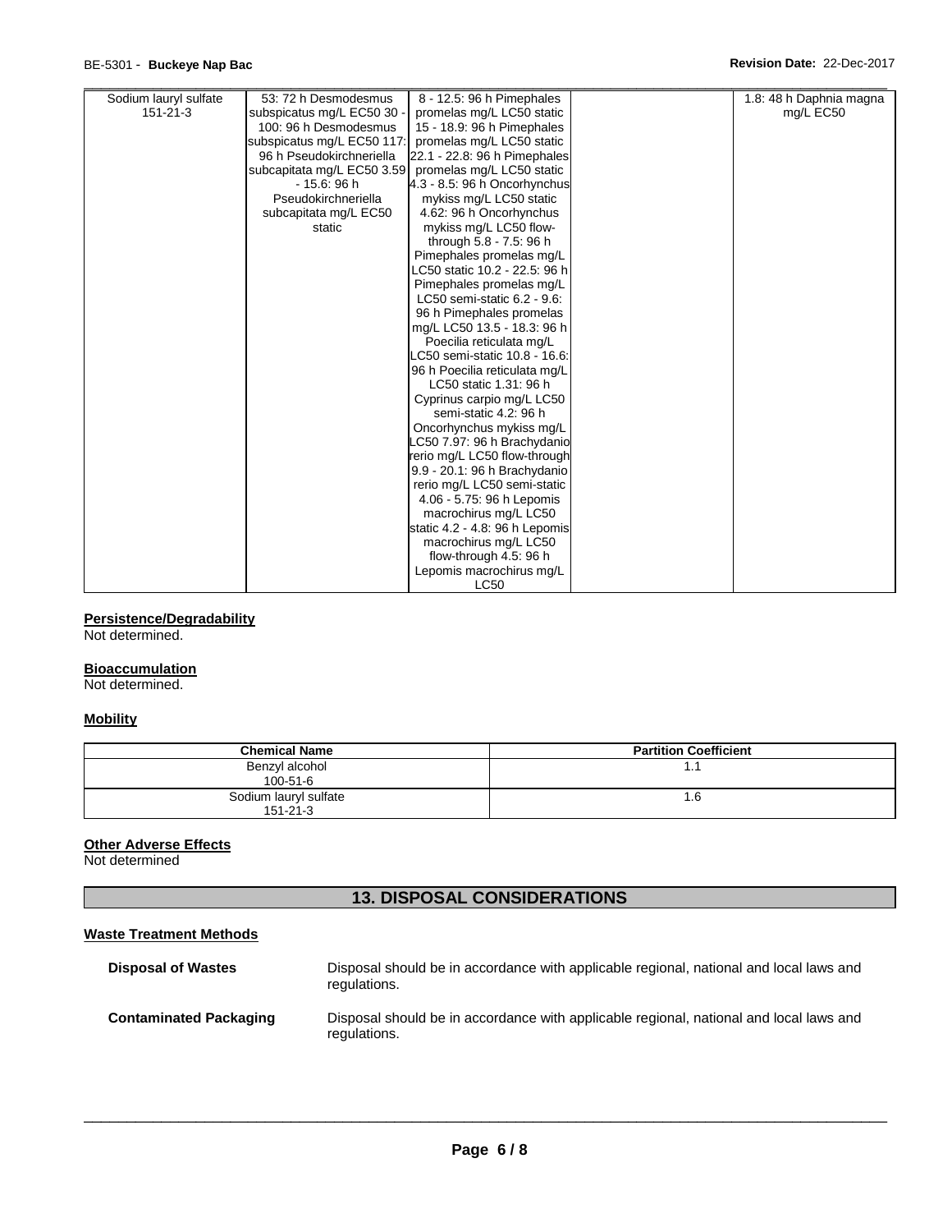| Sodium lauryl sulfate 151-21-3 | 53: 72 h Desmodesmus subspicatus mg/L EC50 30 - 100: 96 h Desmodesmus subspicatus mg/L EC50 117: 96 h Pseudokirchneriella subcapitata mg/L EC50 3.59 - 15.6: 96 h Pseudokirchneriella subcapitata mg/L EC50 static | 8 - 12.5: 96 h Pimephales promelas mg/L LC50 static 15 - 18.9: 96 h Pimephales promelas mg/L LC50 static 22.1 - 22.8: 96 h Pimephales promelas mg/L LC50 static 4.3 - 8.5: 96 h Oncorhynchus mykiss mg/L LC50 static 4.62: 96 h Oncorhynchus mykiss mg/L LC50 flow-through 5.8 - 7.5: 96 h Pimephales promelas mg/L LC50 static 10.2 - 22.5: 96 h Pimephales promelas mg/L LC50 semi-static 6.2 - 9.6: 96 h Pimephales promelas mg/L LC50 13.5 - 18.3: 96 h Poecilia reticulata mg/L LC50 semi-static 10.8 - 16.6: 96 h Poecilia reticulata mg/L LC50 static 1.31: 96 h Cyprinus carpio mg/L LC50 semi-static 4.2: 96 h Oncorhynchus mykiss mg/L LC50 7.97: 96 h Brachydanio rerio mg/L LC50 flow-through 9.9 - 20.1: 96 h Brachydanio rerio mg/L LC50 semi-static 4.06 - 5.75: 96 h Lepomis macrochirus mg/L LC50 static 4.2 - 4.8: 96 h Lepomis macrochirus mg/L LC50 flow-through 4.5: 96 h Lepomis macrochirus mg/L LC50 | | 1.8: 48 h Daphnia magna mg/L EC50 |
|---|---|---|---|---|

**Persistence/Degradability**

Not determined.

**Bioaccumulation**

Not determined.

**Mobility**

| Chemical Name | Partition Coefficient |
|---|---|
| Benzyl alcohol 100-51-6 | 1.1 |
| Sodium lauryl sulfate 151-21-3 | 1.6 |

**Other Adverse Effects**

Not determined

## 13. DISPOSAL CONSIDERATIONS

**Waste Treatment Methods**

**Disposal of Wastes** Disposal should be in accordance with applicable regional, national and local laws and regulations.

**Contaminated Packaging** Disposal should be in accordance with applicable regional, national and local laws and regulations.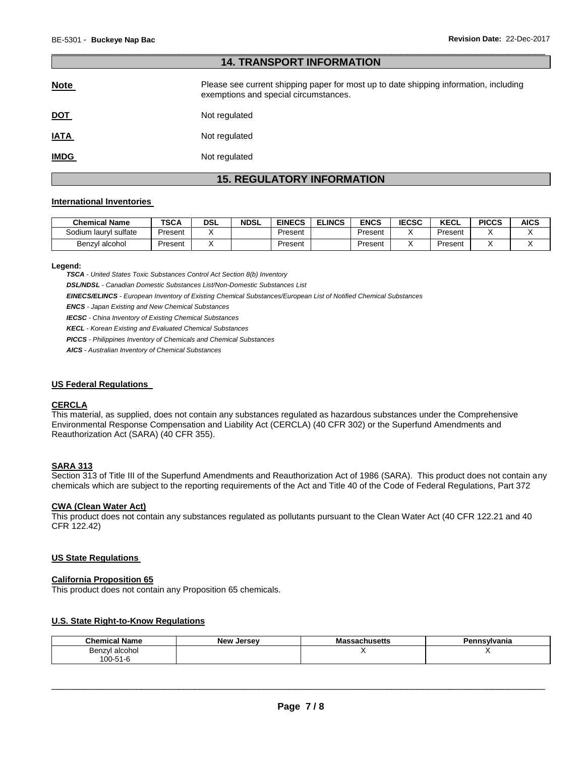## 14. TRANSPORT INFORMATION

**Note** Please see current shipping paper for most up to date shipping information, including exemptions and special circumstances.

**DOT** Not regulated

**IATA** Not regulated

**IMDG** Not regulated

## 15. REGULATORY INFORMATION

### International Inventories

| Chemical Name | TSCA | DSL | NDSL | EINECS | ELINCS | ENCS | IECSC | KECL | PICCS | AICS |
|---|---|---|---|---|---|---|---|---|---|---|
| Sodium lauryl sulfate | Present | X | | Present | | Present | X | Present | X | X |
| Benzyl alcohol | Present | X | | Present | | Present | X | Present | X | X |

**Legend:**

*TSCA - United States Toxic Substances Control Act Section 8(b) Inventory*

*DSL/NDSL - Canadian Domestic Substances List/Non-Domestic Substances List*

*EINECS/ELINCS - European Inventory of Existing Chemical Substances/European List of Notified Chemical Substances*

*ENCS - Japan Existing and New Chemical Substances*

*IECSC - China Inventory of Existing Chemical Substances*

*KECL - Korean Existing and Evaluated Chemical Substances*

*PICCS - Philippines Inventory of Chemicals and Chemical Substances*

*AICS - Australian Inventory of Chemical Substances*

### US Federal Regulations

**CERCLA**

This material, as supplied, does not contain any substances regulated as hazardous substances under the Comprehensive Environmental Response Compensation and Liability Act (CERCLA) (40 CFR 302) or the Superfund Amendments and Reauthorization Act (SARA) (40 CFR 355).

**SARA 313**

Section 313 of Title III of the Superfund Amendments and Reauthorization Act of 1986 (SARA). This product does not contain any chemicals which are subject to the reporting requirements of the Act and Title 40 of the Code of Federal Regulations, Part 372

**CWA (Clean Water Act)**

This product does not contain any substances regulated as pollutants pursuant to the Clean Water Act (40 CFR 122.21 and 40 CFR 122.42)

### US State Regulations

**California Proposition 65**

This product does not contain any Proposition 65 chemicals.

### U.S. State Right-to-Know Regulations

| Chemical Name | New Jersey | Massachusetts | Pennsylvania |
|---|---|---|---|
| Benzyl alcohol 100-51-6 | | X | X |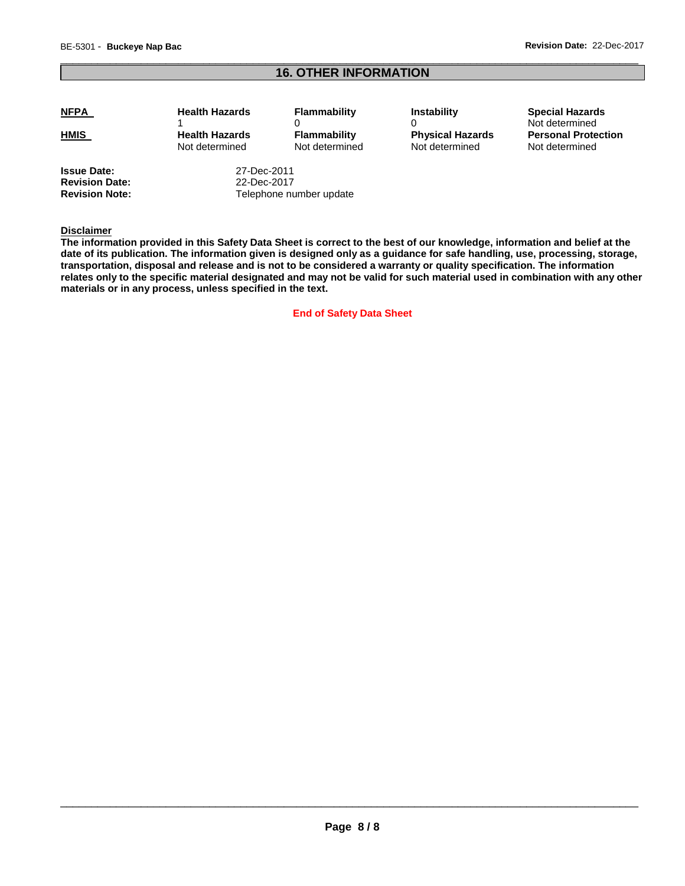## 16. OTHER INFORMATION

| | | | | |
|---|---|---|---|---|
| **NFPA** | **Health Hazards**<br>1 | **Flammability**<br>0 | **Instability**<br>0 | **Special Hazards**<br>Not determined |
| **HMIS** | **Health Hazards**<br>Not determined | **Flammability**<br>Not determined | **Physical Hazards**<br>Not determined | **Personal Protection**<br>Not determined |

**Issue Date:** 27-Dec-2011
**Revision Date:** 22-Dec-2017
**Revision Note:** Telephone number update

**Disclaimer**

**The information provided in this Safety Data Sheet is correct to the best of our knowledge, information and belief at the date of its publication. The information given is designed only as a guidance for safe handling, use, processing, storage, transportation, disposal and release and is not to be considered a warranty or quality specification. The information relates only to the specific material designated and may not be valid for such material used in combination with any other materials or in any process, unless specified in the text.**

**End of Safety Data Sheet**